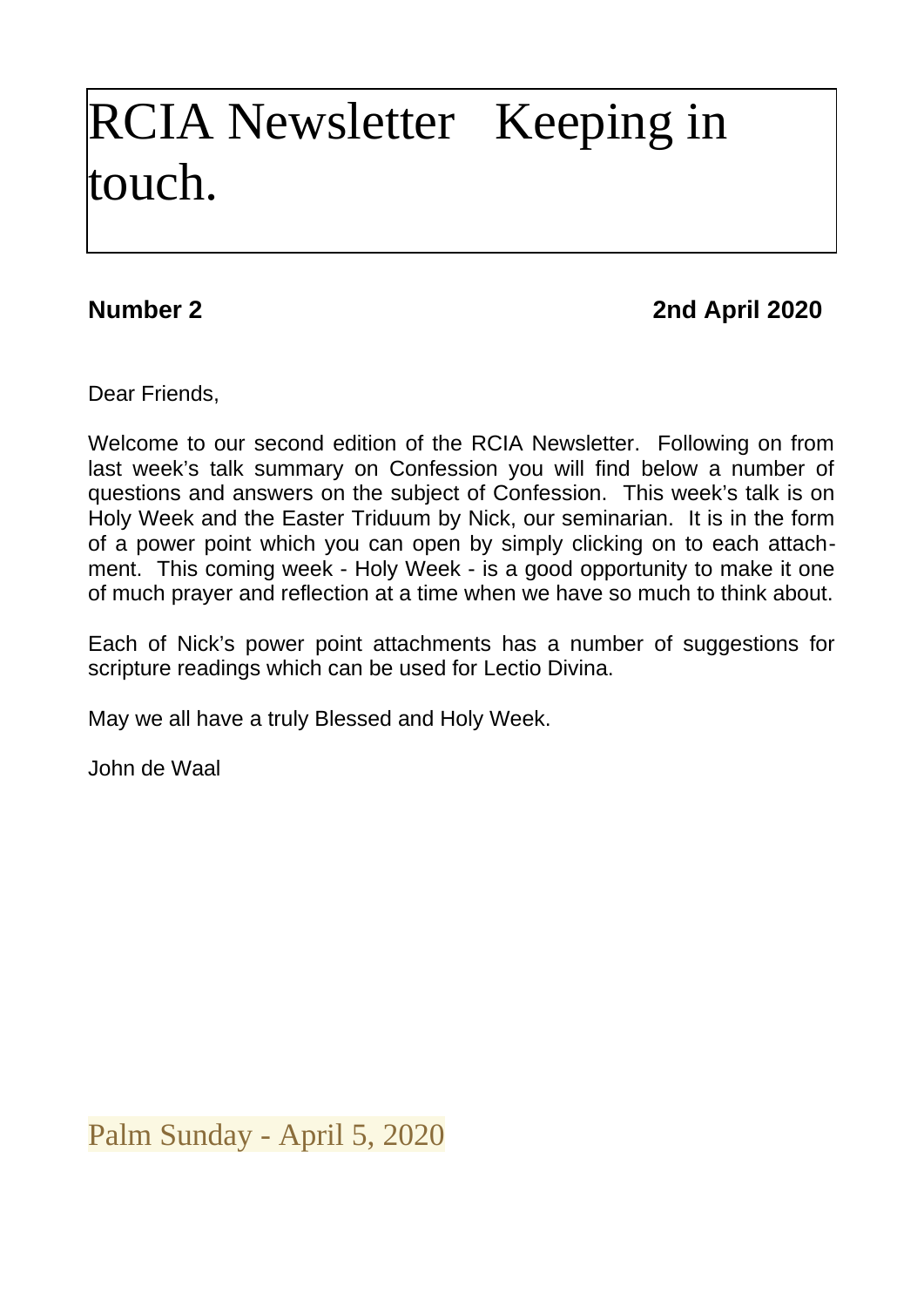# RCIA Newsletter Keeping in touch.

**Number 2** **2nd April 2020**

Dear Friends,

Welcome to our second edition of the RCIA Newsletter. Following on from last week's talk summary on Confession you will find below a number of questions and answers on the subject of Confession. This week's talk is on Holy Week and the Easter Triduum by Nick, our seminarian. It is in the form of a power point which you can open by simply clicking on to each attachment. This coming week - Holy Week - is a good opportunity to make it one of much prayer and reflection at a time when we have so much to think about.

Each of Nick's power point attachments has a number of suggestions for scripture readings which can be used for Lectio Divina.

May we all have a truly Blessed and Holy Week.

John de Waal

## Palm Sunday - April 5, 2020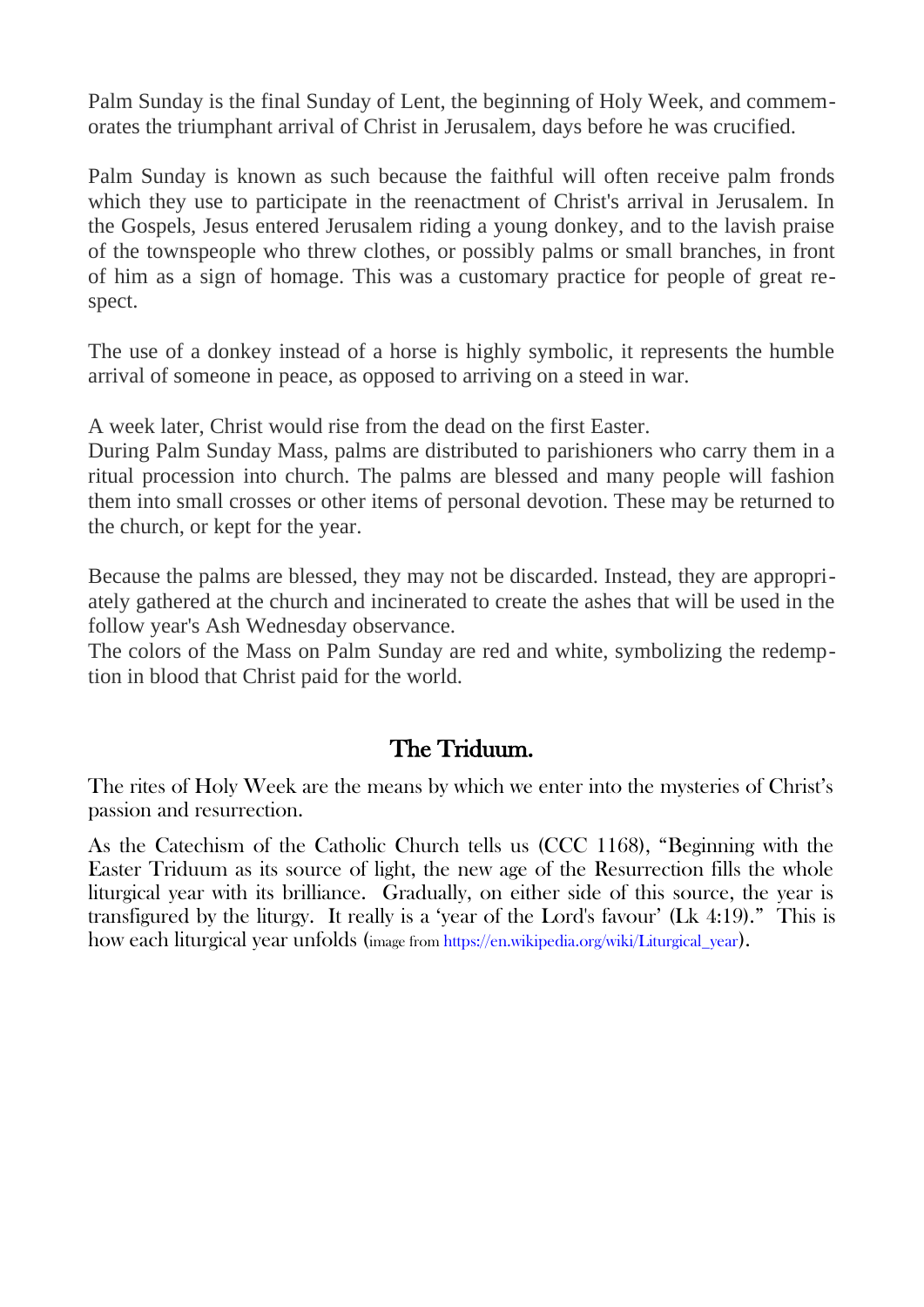Palm Sunday is the final Sunday of Lent, the beginning of Holy Week, and commemorates the triumphant arrival of Christ in Jerusalem, days before he was crucified.

Palm Sunday is known as such because the faithful will often receive palm fronds which they use to participate in the reenactment of Christ's arrival in Jerusalem. In the Gospels, Jesus entered Jerusalem riding a young donkey, and to the lavish praise of the townspeople who threw clothes, or possibly palms or small branches, in front of him as a sign of homage. This was a customary practice for people of great respect.

The use of a donkey instead of a horse is highly symbolic, it represents the humble arrival of someone in peace, as opposed to arriving on a steed in war.

A week later, Christ would rise from the dead on the first Easter.
During Palm Sunday Mass, palms are distributed to parishioners who carry them in a ritual procession into church. The palms are blessed and many people will fashion them into small crosses or other items of personal devotion. These may be returned to the church, or kept for the year.

Because the palms are blessed, they may not be discarded. Instead, they are appropriately gathered at the church and incinerated to create the ashes that will be used in the follow year's Ash Wednesday observance.
The colors of the Mass on Palm Sunday are red and white, symbolizing the redemption in blood that Christ paid for the world.

## The Triduum.

The rites of Holy Week are the means by which we enter into the mysteries of Christ's passion and resurrection.

As the Catechism of the Catholic Church tells us (CCC 1168), "Beginning with the Easter Triduum as its source of light, the new age of the Resurrection fills the whole liturgical year with its brilliance. Gradually, on either side of this source, the year is transfigured by the liturgy. It really is a 'year of the Lord's favour' (Lk 4:19)." This is how each liturgical year unfolds (image from https://en.wikipedia.org/wiki/Liturgical_year).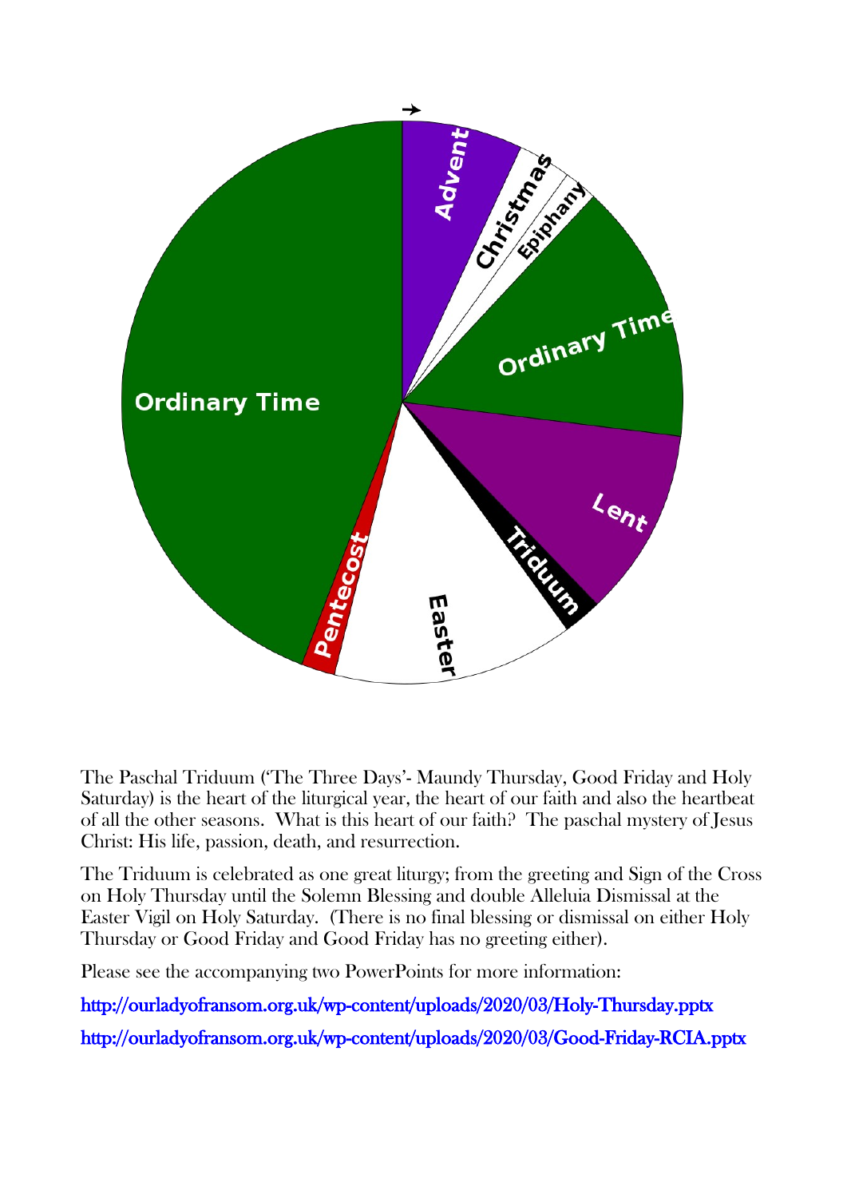The Paschal Triduum ('The Three Days'- Maundy Thursday, Good Friday and Holy Saturday) is the heart of the liturgical year, the heart of our faith and also the heartbeat of all the other seasons. What is this heart of our faith? The paschal mystery of Jesus Christ: His life, passion, death, and resurrection.

The Triduum is celebrated as one great liturgy; from the greeting and Sign of the Cross on Holy Thursday until the Solemn Blessing and double Alleluia Dismissal at the Easter Vigil on Holy Saturday. (There is no final blessing or dismissal on either Holy Thursday or Good Friday and Good Friday has no greeting either).

Please see the accompanying two PowerPoints for more information:

http://ourladyofransom.org.uk/wp-content/uploads/2020/03/Holy-Thursday.pptx

http://ourladyofransom.org.uk/wp-content/uploads/2020/03/Good-Friday-RCIA.pptx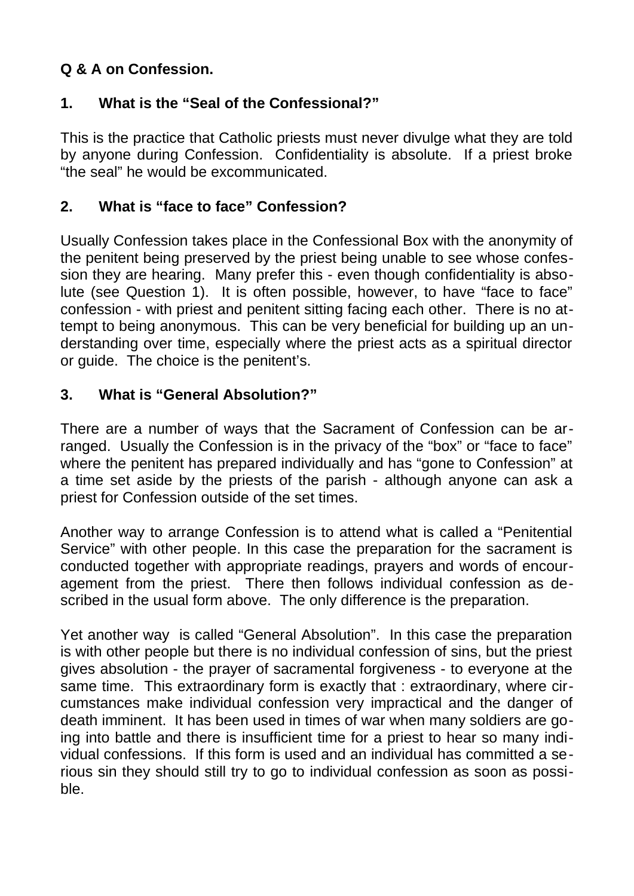**Q & A on Confession.**

## 1. What is the "Seal of the Confessional?"

This is the practice that Catholic priests must never divulge what they are told by anyone during Confession. Confidentiality is absolute. If a priest broke "the seal" he would be excommunicated.

## 2. What is "face to face" Confession?

Usually Confession takes place in the Confessional Box with the anonymity of the penitent being preserved by the priest being unable to see whose confession they are hearing. Many prefer this - even though confidentiality is absolute (see Question 1). It is often possible, however, to have "face to face" confession - with priest and penitent sitting facing each other. There is no attempt to being anonymous. This can be very beneficial for building up an understanding over time, especially where the priest acts as a spiritual director or guide. The choice is the penitent's.

## 3. What is "General Absolution?"

There are a number of ways that the Sacrament of Confession can be arranged. Usually the Confession is in the privacy of the "box" or "face to face" where the penitent has prepared individually and has "gone to Confession" at a time set aside by the priests of the parish - although anyone can ask a priest for Confession outside of the set times.

Another way to arrange Confession is to attend what is called a "Penitential Service" with other people. In this case the preparation for the sacrament is conducted together with appropriate readings, prayers and words of encouragement from the priest. There then follows individual confession as described in the usual form above. The only difference is the preparation.

Yet another way is called "General Absolution". In this case the preparation is with other people but there is no individual confession of sins, but the priest gives absolution - the prayer of sacramental forgiveness - to everyone at the same time. This extraordinary form is exactly that : extraordinary, where circumstances make individual confession very impractical and the danger of death imminent. It has been used in times of war when many soldiers are going into battle and there is insufficient time for a priest to hear so many individual confessions. If this form is used and an individual has committed a serious sin they should still try to go to individual confession as soon as possible.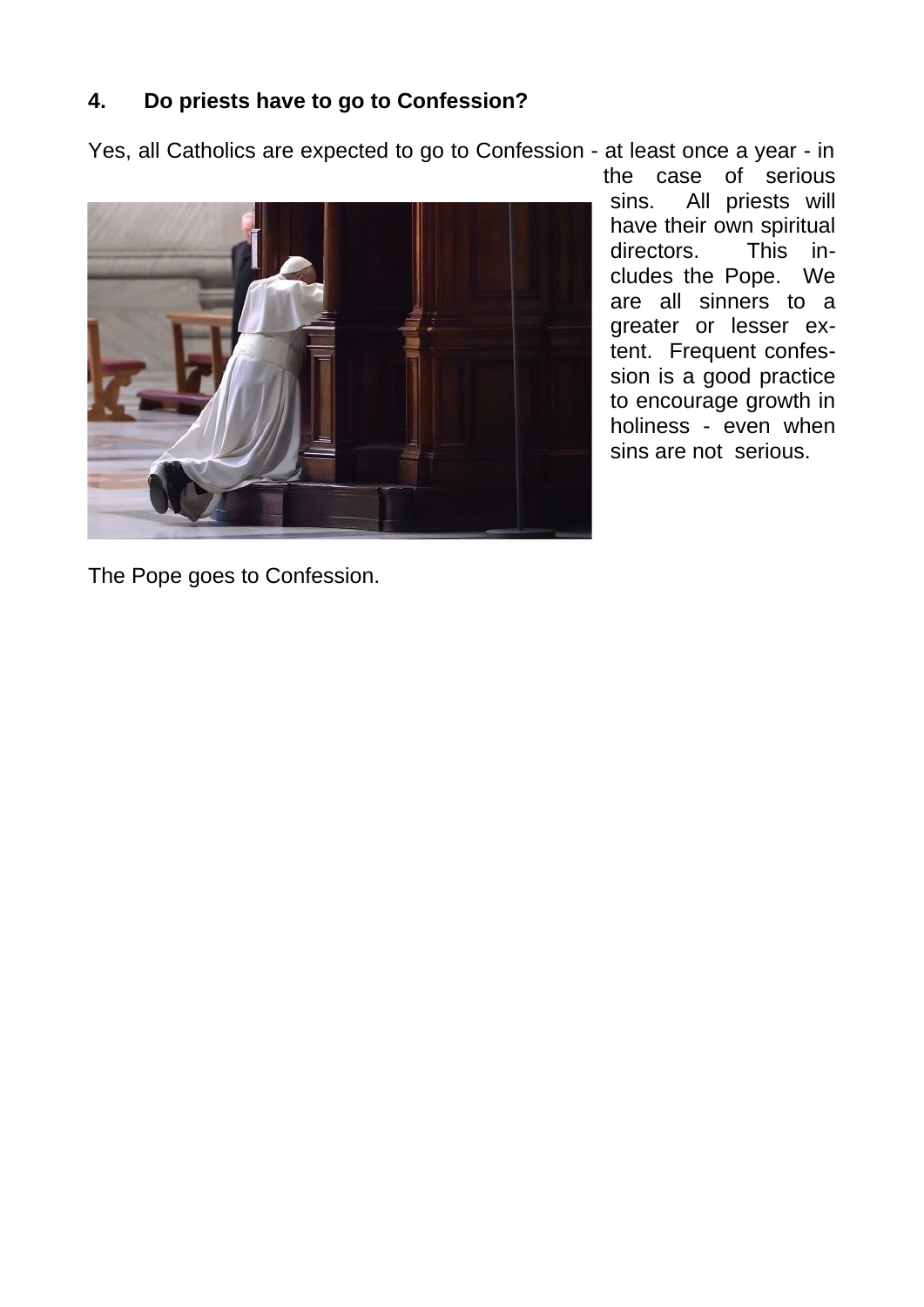**4. Do priests have to go to Confession?**

Yes, all Catholics are expected to go to Confession - at least once a year - in the case of serious sins. All priests will have their own spiritual directors. This includes the Pope. We are all sinners to a greater or lesser extent. Frequent confession is a good practice to encourage growth in holiness - even when sins are not serious.

The Pope goes to Confession.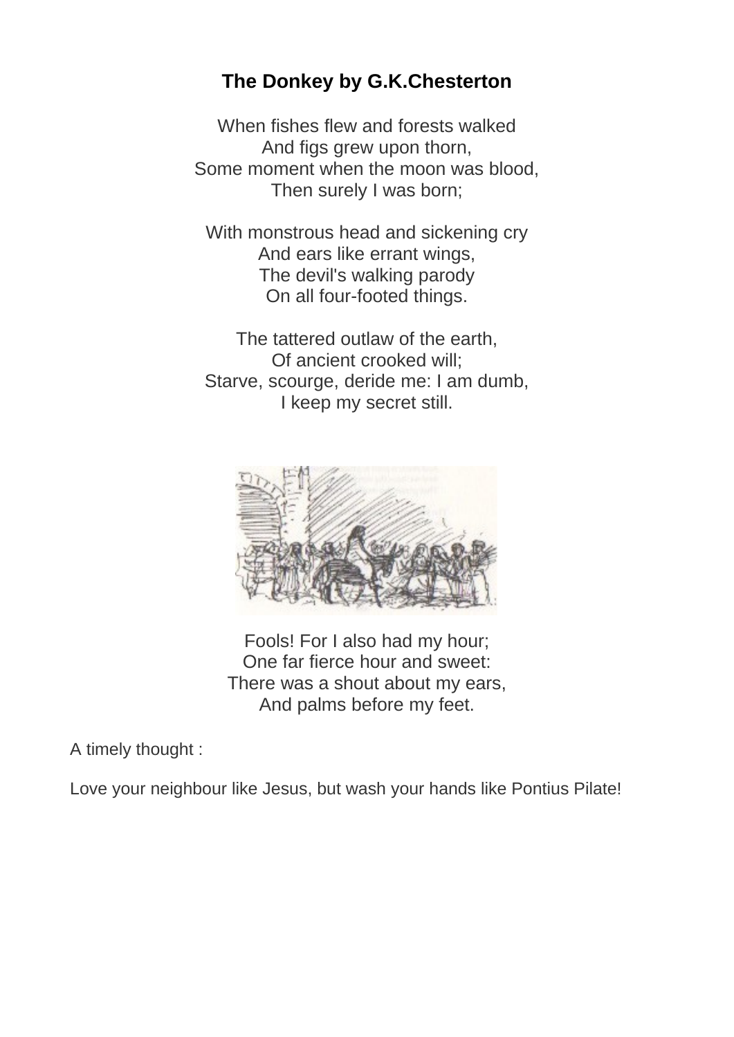**The Donkey by G.K.Chesterton**

When fishes flew and forests walked
And figs grew upon thorn,
Some moment when the moon was blood,
Then surely I was born;

With monstrous head and sickening cry
And ears like errant wings,
The devil's walking parody
On all four-footed things.

The tattered outlaw of the earth,
Of ancient crooked will;
Starve, scourge, deride me: I am dumb,
I keep my secret still.

Fools! For I also had my hour;
One far fierce hour and sweet:
There was a shout about my ears,
And palms before my feet.

A timely thought :

Love your neighbour like Jesus, but wash your hands like Pontius Pilate!